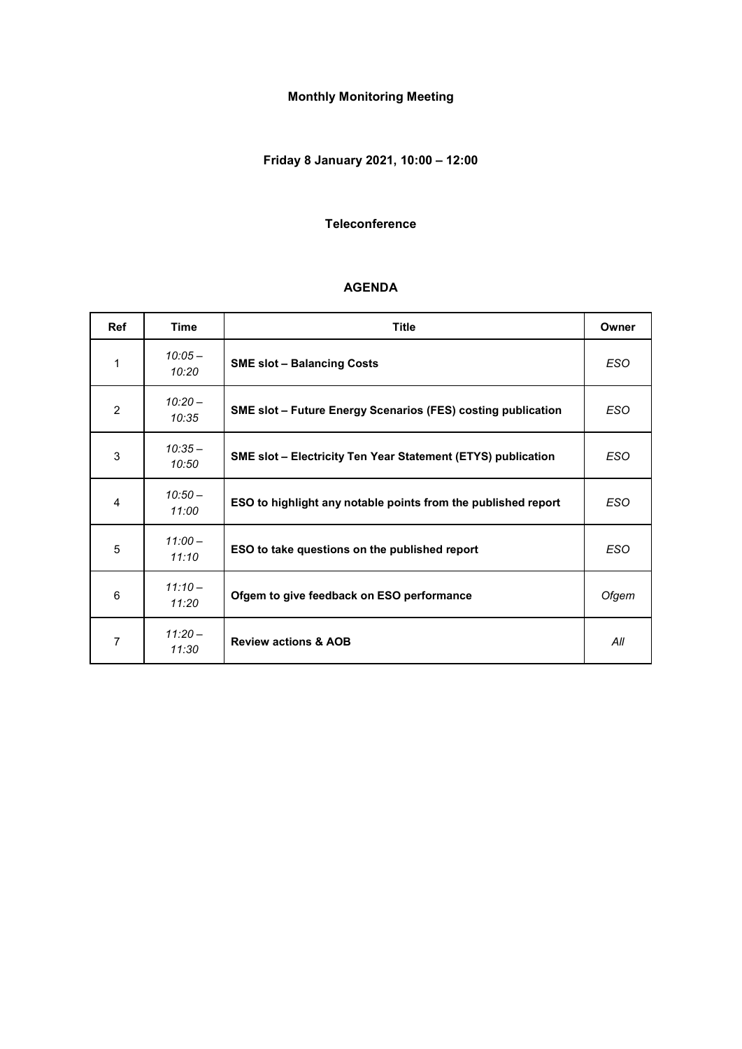**Monthly Monitoring Meeting**

**Friday 8 January 2021, 10:00 – 12:00**

**Teleconference**

**AGENDA**

| Ref | Time | Title | Owner |
|---|---|---|---|
| 1 | *10:05 – 10:20* | **SME slot – Balancing Costs** | *ESO* |
| 2 | *10:20 – 10:35* | **SME slot – Future Energy Scenarios (FES) costing publication** | *ESO* |
| 3 | *10:35 – 10:50* | **SME slot – Electricity Ten Year Statement (ETYS) publication** | *ESO* |
| 4 | *10:50 – 11:00* | **ESO to highlight any notable points from the published report** | *ESO* |
| 5 | *11:00 – 11:10* | **ESO to take questions on the published report** | *ESO* |
| 6 | *11:10 – 11:20* | **Ofgem to give feedback on ESO performance** | *Ofgem* |
| 7 | *11:20 – 11:30* | **Review actions & AOB** | *All* |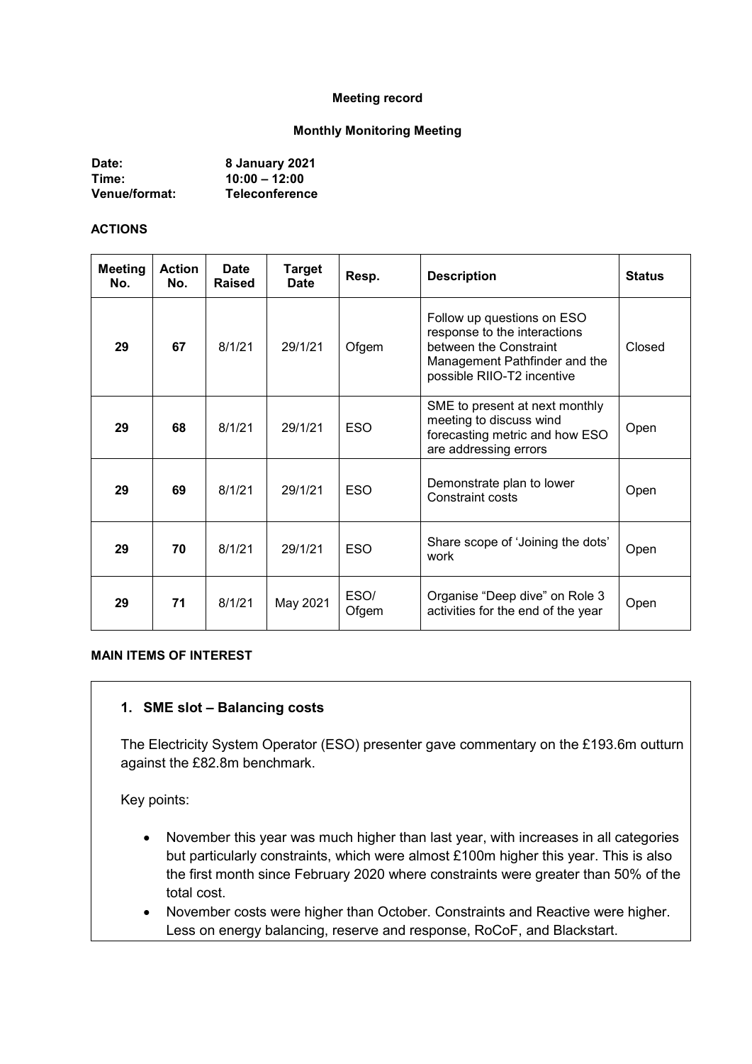**Meeting record**

**Monthly Monitoring Meeting**

| | |
|---|---|
| **Date:** | **8 January 2021** |
| **Time:** | **10:00 – 12:00** |
| **Venue/format:** | **Teleconference** |

**ACTIONS**

| Meeting No. | Action No. | Date Raised | Target Date | Resp. | Description | Status |
|---|---|---|---|---|---|---|
| **29** | **67** | 8/1/21 | 29/1/21 | Ofgem | Follow up questions on ESO response to the interactions between the Constraint Management Pathfinder and the possible RIIO-T2 incentive | Closed |
| **29** | **68** | 8/1/21 | 29/1/21 | ESO | SME to present at next monthly meeting to discuss wind forecasting metric and how ESO are addressing errors | Open |
| **29** | **69** | 8/1/21 | 29/1/21 | ESO | Demonstrate plan to lower Constraint costs | Open |
| **29** | **70** | 8/1/21 | 29/1/21 | ESO | Share scope of 'Joining the dots' work | Open |
| **29** | **71** | 8/1/21 | May 2021 | ESO/ Ofgem | Organise "Deep dive" on Role 3 activities for the end of the year | Open |

**MAIN ITEMS OF INTEREST**

**1. SME slot – Balancing costs**

The Electricity System Operator (ESO) presenter gave commentary on the £193.6m outturn against the £82.8m benchmark.

Key points:

- November this year was much higher than last year, with increases in all categories but particularly constraints, which were almost £100m higher this year. This is also the first month since February 2020 where constraints were greater than 50% of the total cost.
- November costs were higher than October. Constraints and Reactive were higher. Less on energy balancing, reserve and response, RoCoF, and Blackstart.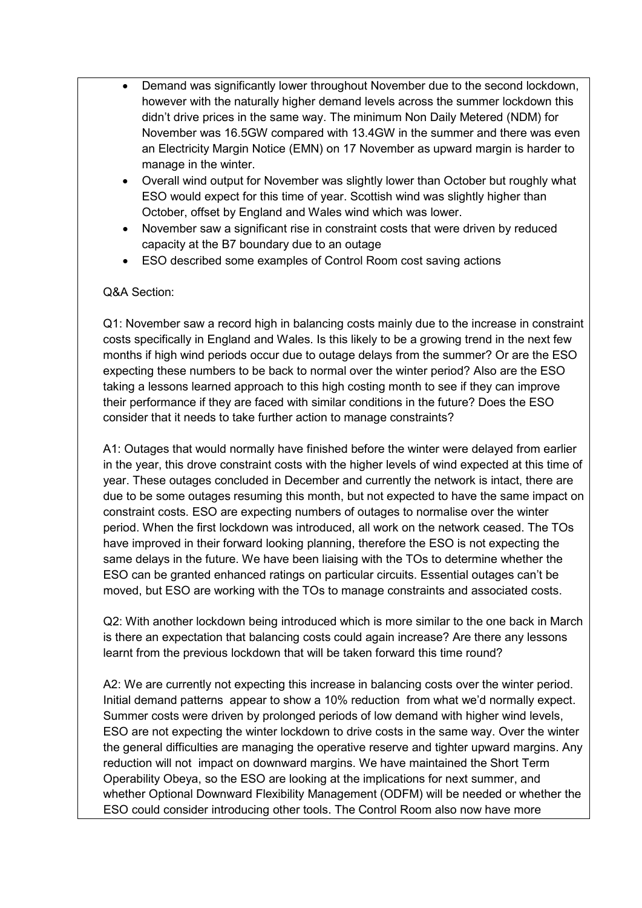- Demand was significantly lower throughout November due to the second lockdown, however with the naturally higher demand levels across the summer lockdown this didn't drive prices in the same way. The minimum Non Daily Metered (NDM) for November was 16.5GW compared with 13.4GW in the summer and there was even an Electricity Margin Notice (EMN) on 17 November as upward margin is harder to manage in the winter.
- Overall wind output for November was slightly lower than October but roughly what ESO would expect for this time of year. Scottish wind was slightly higher than October, offset by England and Wales wind which was lower.
- November saw a significant rise in constraint costs that were driven by reduced capacity at the B7 boundary due to an outage
- ESO described some examples of Control Room cost saving actions

Q&A Section:

Q1: November saw a record high in balancing costs mainly due to the increase in constraint costs specifically in England and Wales. Is this likely to be a growing trend in the next few months if high wind periods occur due to outage delays from the summer? Or are the ESO expecting these numbers to be back to normal over the winter period? Also are the ESO taking a lessons learned approach to this high costing month to see if they can improve their performance if they are faced with similar conditions in the future? Does the ESO consider that it needs to take further action to manage constraints?

A1: Outages that would normally have finished before the winter were delayed from earlier in the year, this drove constraint costs with the higher levels of wind expected at this time of year. These outages concluded in December and currently the network is intact, there are due to be some outages resuming this month, but not expected to have the same impact on constraint costs. ESO are expecting numbers of outages to normalise over the winter period. When the first lockdown was introduced, all work on the network ceased. The TOs have improved in their forward looking planning, therefore the ESO is not expecting the same delays in the future. We have been liaising with the TOs to determine whether the ESO can be granted enhanced ratings on particular circuits. Essential outages can't be moved, but ESO are working with the TOs to manage constraints and associated costs.

Q2: With another lockdown being introduced which is more similar to the one back in March is there an expectation that balancing costs could again increase? Are there any lessons learnt from the previous lockdown that will be taken forward this time round?

A2: We are currently not expecting this increase in balancing costs over the winter period. Initial demand patterns appear to show a 10% reduction from what we'd normally expect. Summer costs were driven by prolonged periods of low demand with higher wind levels, ESO are not expecting the winter lockdown to drive costs in the same way. Over the winter the general difficulties are managing the operative reserve and tighter upward margins. Any reduction will not impact on downward margins. We have maintained the Short Term Operability Obeya, so the ESO are looking at the implications for next summer, and whether Optional Downward Flexibility Management (ODFM) will be needed or whether the ESO could consider introducing other tools. The Control Room also now have more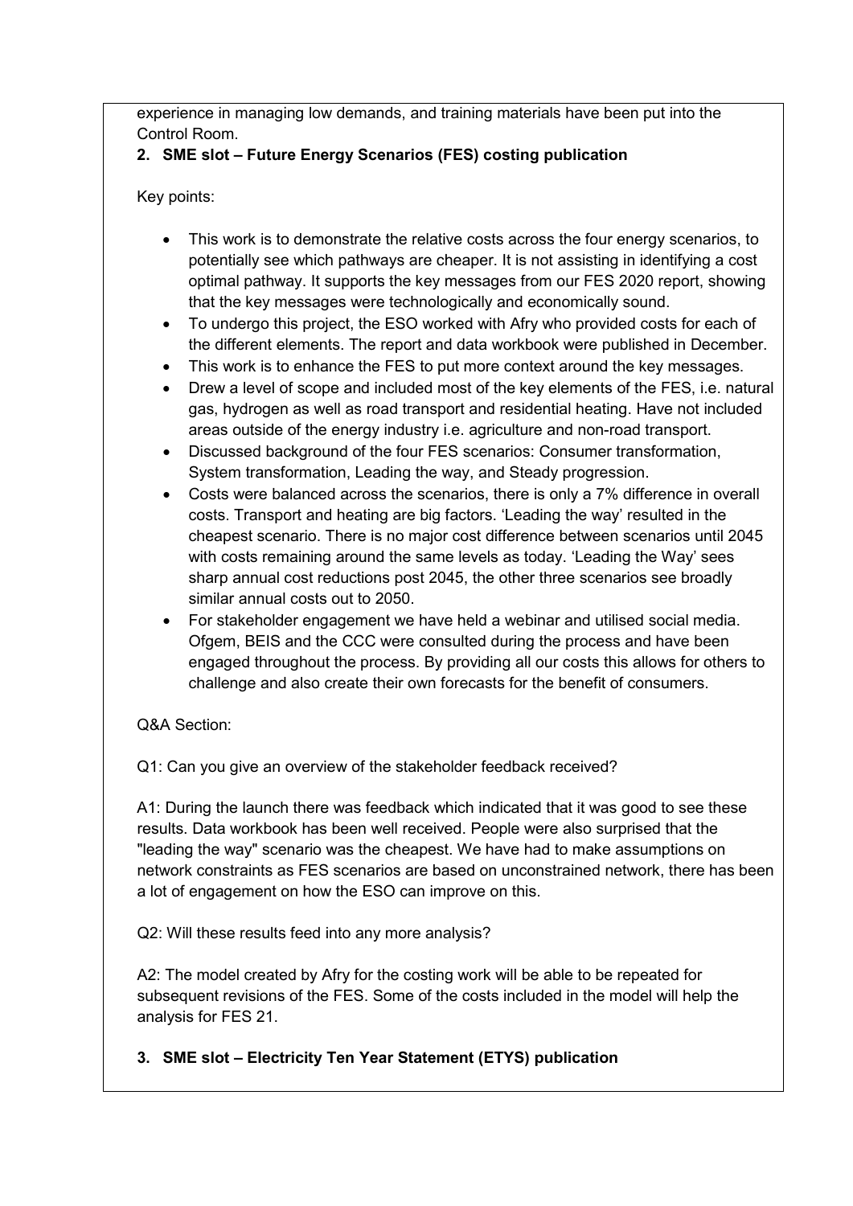experience in managing low demands, and training materials have been put into the Control Room.

**2. SME slot – Future Energy Scenarios (FES) costing publication**

Key points:

- This work is to demonstrate the relative costs across the four energy scenarios, to potentially see which pathways are cheaper. It is not assisting in identifying a cost optimal pathway. It supports the key messages from our FES 2020 report, showing that the key messages were technologically and economically sound.
- To undergo this project, the ESO worked with Afry who provided costs for each of the different elements. The report and data workbook were published in December.
- This work is to enhance the FES to put more context around the key messages.
- Drew a level of scope and included most of the key elements of the FES, i.e. natural gas, hydrogen as well as road transport and residential heating. Have not included areas outside of the energy industry i.e. agriculture and non-road transport.
- Discussed background of the four FES scenarios: Consumer transformation, System transformation, Leading the way, and Steady progression.
- Costs were balanced across the scenarios, there is only a 7% difference in overall costs. Transport and heating are big factors. 'Leading the way' resulted in the cheapest scenario. There is no major cost difference between scenarios until 2045 with costs remaining around the same levels as today. 'Leading the Way' sees sharp annual cost reductions post 2045, the other three scenarios see broadly similar annual costs out to 2050.
- For stakeholder engagement we have held a webinar and utilised social media. Ofgem, BEIS and the CCC were consulted during the process and have been engaged throughout the process. By providing all our costs this allows for others to challenge and also create their own forecasts for the benefit of consumers.

Q&A Section:

Q1: Can you give an overview of the stakeholder feedback received?

A1: During the launch there was feedback which indicated that it was good to see these results. Data workbook has been well received. People were also surprised that the "leading the way" scenario was the cheapest. We have had to make assumptions on network constraints as FES scenarios are based on unconstrained network, there has been a lot of engagement on how the ESO can improve on this.

Q2: Will these results feed into any more analysis?

A2: The model created by Afry for the costing work will be able to be repeated for subsequent revisions of the FES. Some of the costs included in the model will help the analysis for FES 21.

**3. SME slot – Electricity Ten Year Statement (ETYS) publication**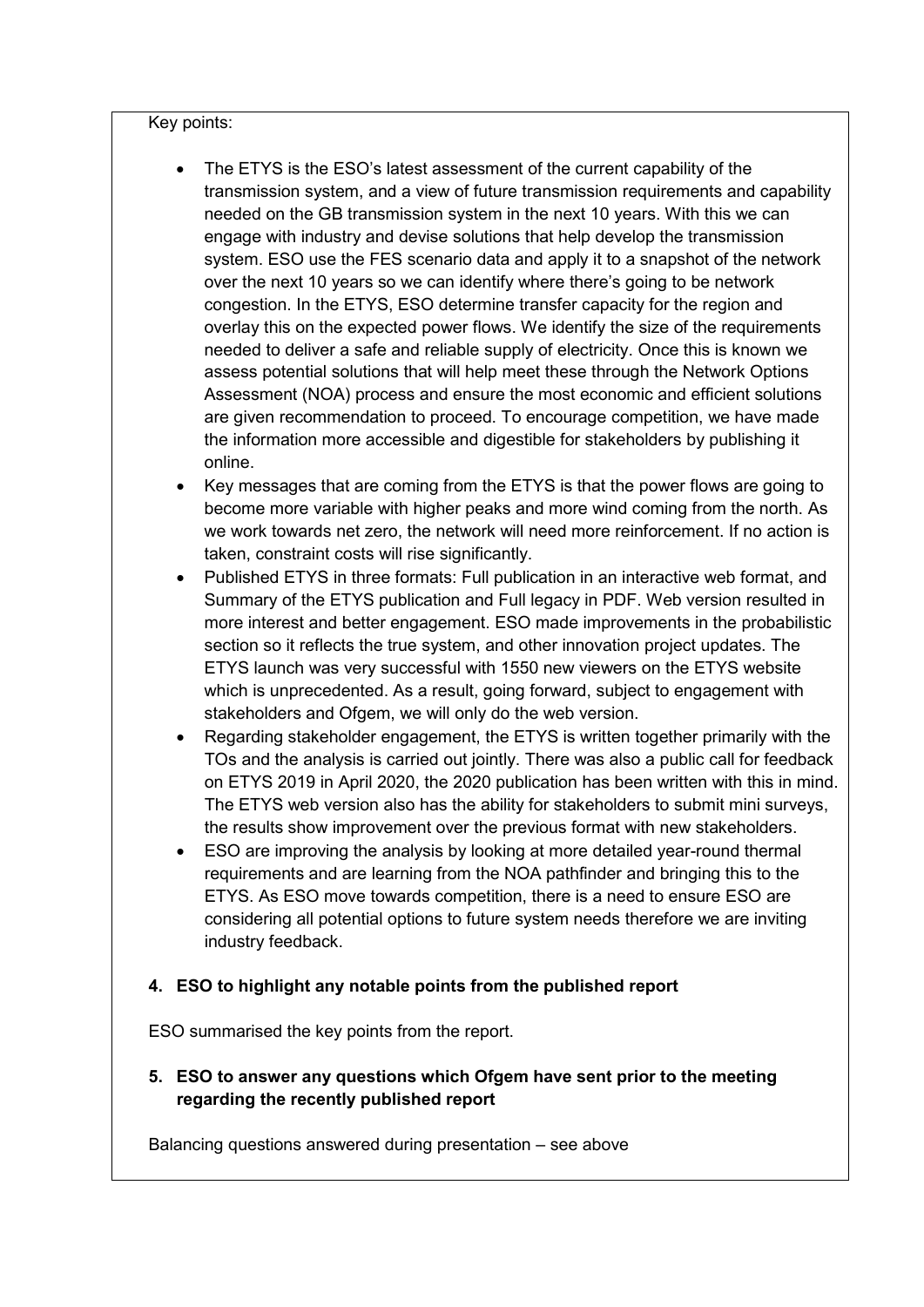Key points:

- The ETYS is the ESO's latest assessment of the current capability of the transmission system, and a view of future transmission requirements and capability needed on the GB transmission system in the next 10 years. With this we can engage with industry and devise solutions that help develop the transmission system. ESO use the FES scenario data and apply it to a snapshot of the network over the next 10 years so we can identify where there's going to be network congestion. In the ETYS, ESO determine transfer capacity for the region and overlay this on the expected power flows. We identify the size of the requirements needed to deliver a safe and reliable supply of electricity. Once this is known we assess potential solutions that will help meet these through the Network Options Assessment (NOA) process and ensure the most economic and efficient solutions are given recommendation to proceed. To encourage competition, we have made the information more accessible and digestible for stakeholders by publishing it online.
- Key messages that are coming from the ETYS is that the power flows are going to become more variable with higher peaks and more wind coming from the north. As we work towards net zero, the network will need more reinforcement. If no action is taken, constraint costs will rise significantly.
- Published ETYS in three formats: Full publication in an interactive web format, and Summary of the ETYS publication and Full legacy in PDF. Web version resulted in more interest and better engagement. ESO made improvements in the probabilistic section so it reflects the true system, and other innovation project updates. The ETYS launch was very successful with 1550 new viewers on the ETYS website which is unprecedented. As a result, going forward, subject to engagement with stakeholders and Ofgem, we will only do the web version.
- Regarding stakeholder engagement, the ETYS is written together primarily with the TOs and the analysis is carried out jointly. There was also a public call for feedback on ETYS 2019 in April 2020, the 2020 publication has been written with this in mind. The ETYS web version also has the ability for stakeholders to submit mini surveys, the results show improvement over the previous format with new stakeholders.
- ESO are improving the analysis by looking at more detailed year-round thermal requirements and are learning from the NOA pathfinder and bringing this to the ETYS. As ESO move towards competition, there is a need to ensure ESO are considering all potential options to future system needs therefore we are inviting industry feedback.

**4. ESO to highlight any notable points from the published report**

ESO summarised the key points from the report.

**5. ESO to answer any questions which Ofgem have sent prior to the meeting regarding the recently published report**

Balancing questions answered during presentation – see above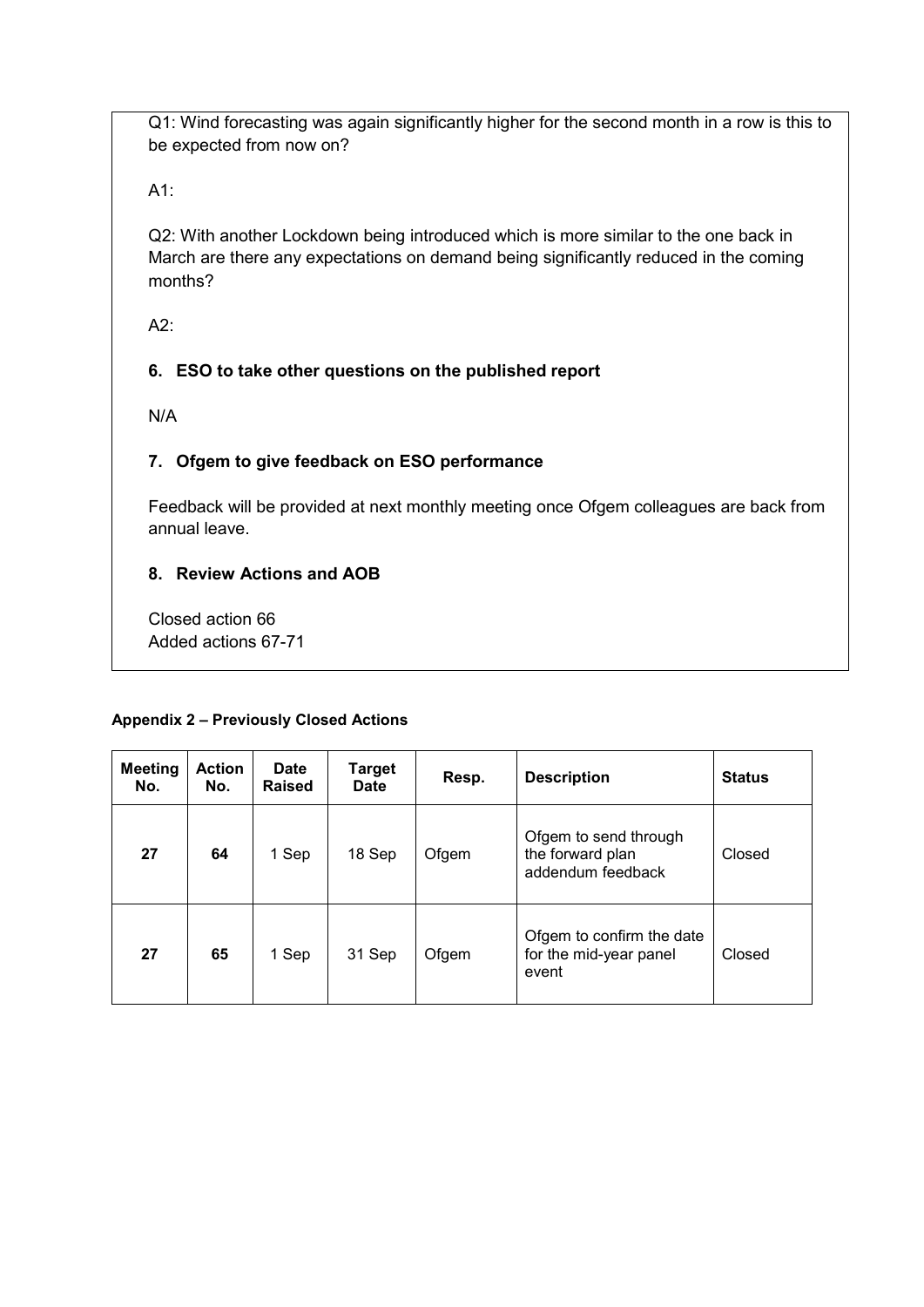Q1: Wind forecasting was again significantly higher for the second month in a row is this to be expected from now on?

A1:

Q2: With another Lockdown being introduced which is more similar to the one back in March are there any expectations on demand being significantly reduced in the coming months?

A2:

**6. ESO to take other questions on the published report**

N/A

**7. Ofgem to give feedback on ESO performance**

Feedback will be provided at next monthly meeting once Ofgem colleagues are back from annual leave.

**8. Review Actions and AOB**

Closed action 66
Added actions 67-71

**Appendix 2 – Previously Closed Actions**

| Meeting No. | Action No. | Date Raised | Target Date | Resp. | Description | Status |
|---|---|---|---|---|---|---|
| **27** | **64** | 1 Sep | 18 Sep | Ofgem | Ofgem to send through the forward plan addendum feedback | Closed |
| **27** | **65** | 1 Sep | 31 Sep | Ofgem | Ofgem to confirm the date for the mid-year panel event | Closed |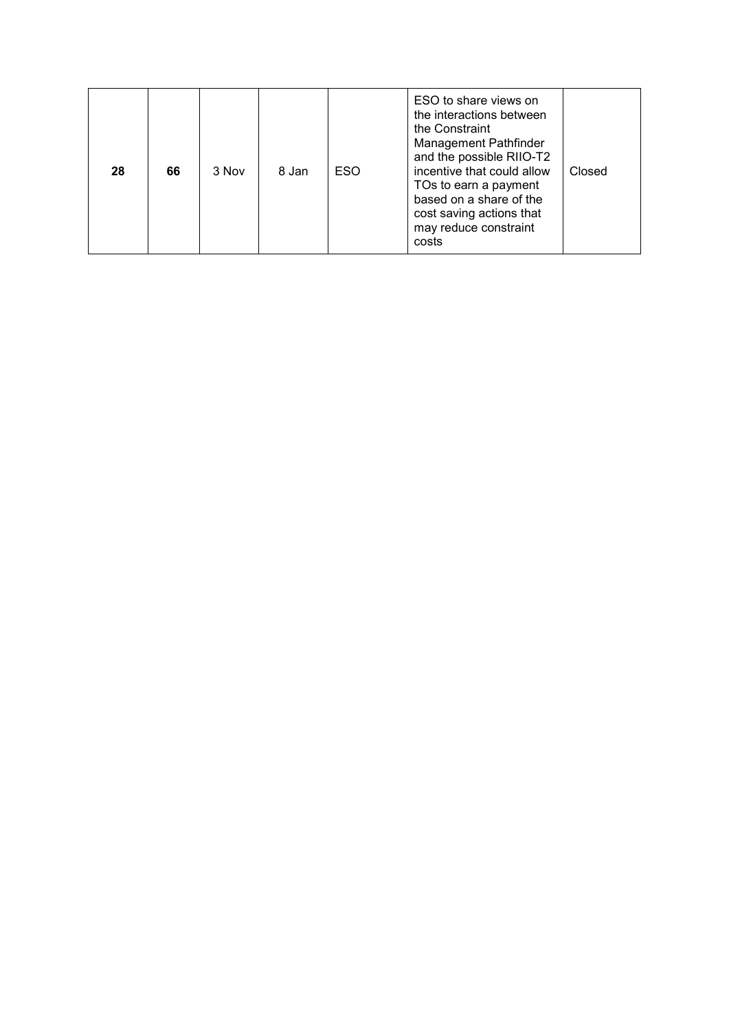| | | | | | | |
|---|---|---|---|---|---|---|
| **28** | **66** | 3 Nov | 8 Jan | ESO | ESO to share views on the interactions between the Constraint Management Pathfinder and the possible RIIO-T2 incentive that could allow TOs to earn a payment based on a share of the cost saving actions that may reduce constraint costs | Closed |